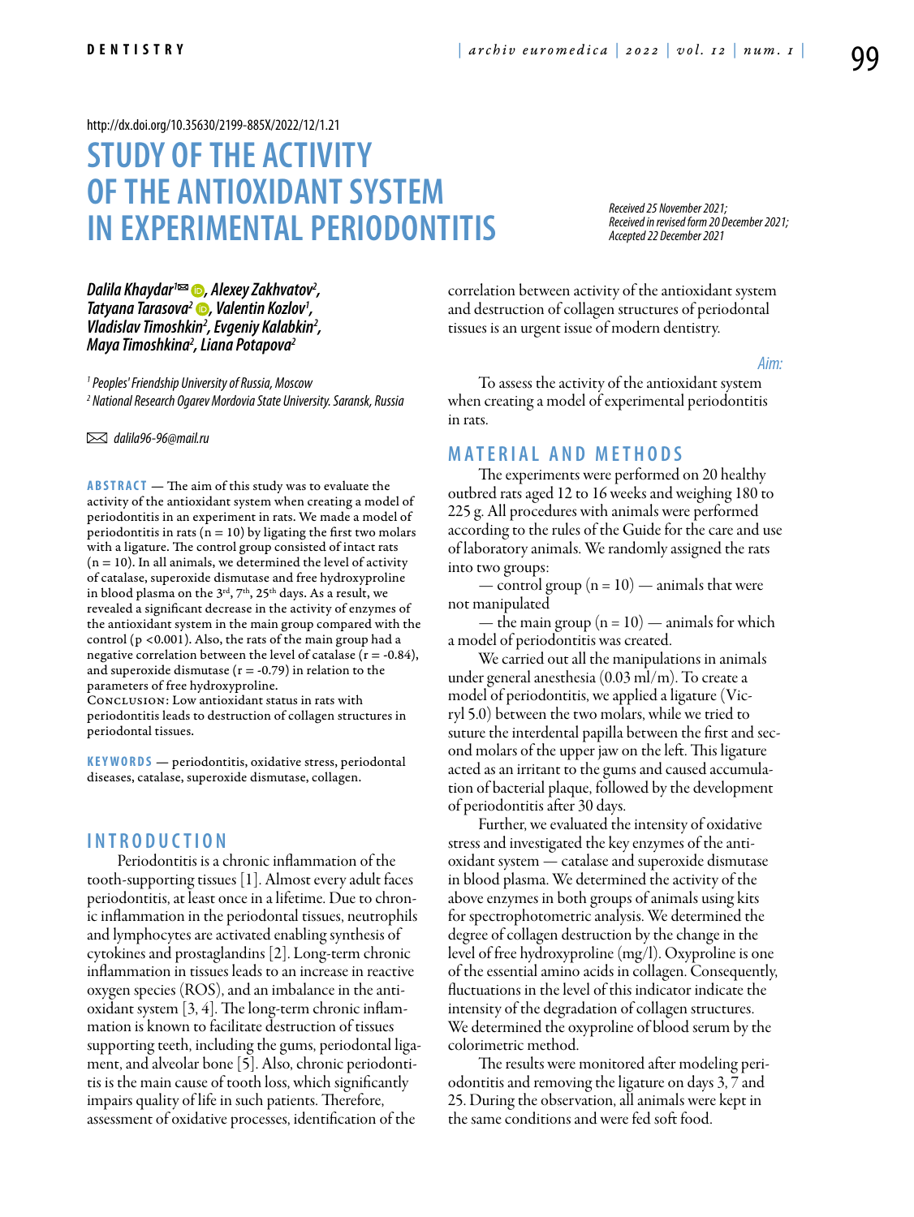http://dx.doi.org/10.35630/2199-885X/2022/12/1.21

# STUDY OF THE ACTIVITY OF THE ANTIOXIDANT SYSTEM IN EXPERIMENTAL PERIODONTITIS

*Received 25 November 2021; Received in revised form 20 December 2021; Accepted 22 December 2021*

***Dalila Khaydar[1], Alexey Zakhvatov[2], Tatyana Tarasova[2], Valentin Kozlov[1], Vladislav Timoshkin[2], Evgeniy Kalabkin[2], Maya Timoshkina[2], Liana Potapova[2]***

*[1] Peoples' Friendship University of Russia, Moscow*
*[2] National Research Ogarev Mordovia State University. Saransk, Russia*

*dalila96-96@mail.ru*

**ABSTRACT** — The aim of this study was to evaluate the activity of the antioxidant system when creating a model of periodontitis in an experiment in rats. We made a model of periodontitis in rats (n = 10) by ligating the first two molars with a ligature. The control group consisted of intact rats (n = 10). In all animals, we determined the level of activity of catalase, superoxide dismutase and free hydroxyproline in blood plasma on the 3rd, 7th, 25th days. As a result, we revealed a significant decrease in the activity of enzymes of the antioxidant system in the main group compared with the control ($p < 0.001$). Also, the rats of the main group had a negative correlation between the level of catalase ($r = -0.84$), and superoxide dismutase ($r = -0.79$) in relation to the parameters of free hydroxyproline.

Conclusion: Low antioxidant status in rats with periodontitis leads to destruction of collagen structures in periodontal tissues.

**KEYWORDS** — periodontitis, oxidative stress, periodontal diseases, catalase, superoxide dismutase, collagen.

## INTRODUCTION

Periodontitis is a chronic inflammation of the tooth-supporting tissues [1]. Almost every adult faces periodontitis, at least once in a lifetime. Due to chronic inflammation in the periodontal tissues, neutrophils and lymphocytes are activated enabling synthesis of cytokines and prostaglandins [2]. Long-term chronic inflammation in tissues leads to an increase in reactive oxygen species (ROS), and an imbalance in the antioxidant system [3, 4]. The long-term chronic inflammation is known to facilitate destruction of tissues supporting teeth, including the gums, periodontal ligament, and alveolar bone [5]. Also, chronic periodontitis is the main cause of tooth loss, which significantly impairs quality of life in such patients. Therefore, assessment of oxidative processes, identification of the correlation between activity of the antioxidant system and destruction of collagen structures of periodontal tissues is an urgent issue of modern dentistry.

### Aim:

To assess the activity of the antioxidant system when creating a model of experimental periodontitis in rats.

## MATERIAL AND METHODS

The experiments were performed on 20 healthy outbred rats aged 12 to 16 weeks and weighing 180 to 225 g. All procedures with animals were performed according to the rules of the Guide for the care and use of laboratory animals. We randomly assigned the rats into two groups:

— control group (n = 10) — animals that were not manipulated

— the main group (n = 10) — animals for which a model of periodontitis was created.

We carried out all the manipulations in animals under general anesthesia (0.03 ml/m). To create a model of periodontitis, we applied a ligature (Vicryl 5.0) between the two molars, while we tried to suture the interdental papilla between the first and second molars of the upper jaw on the left. This ligature acted as an irritant to the gums and caused accumulation of bacterial plaque, followed by the development of periodontitis after 30 days.

Further, we evaluated the intensity of oxidative stress and investigated the key enzymes of the antioxidant system — catalase and superoxide dismutase in blood plasma. We determined the activity of the above enzymes in both groups of animals using kits for spectrophotometric analysis. We determined the degree of collagen destruction by the change in the level of free hydroxyproline (mg/l). Oxyproline is one of the essential amino acids in collagen. Consequently, fluctuations in the level of this indicator indicate the intensity of the degradation of collagen structures. We determined the oxyproline of blood serum by the colorimetric method.

The results were monitored after modeling periodontitis and removing the ligature on days 3, 7 and 25. During the observation, all animals were kept in the same conditions and were fed soft food.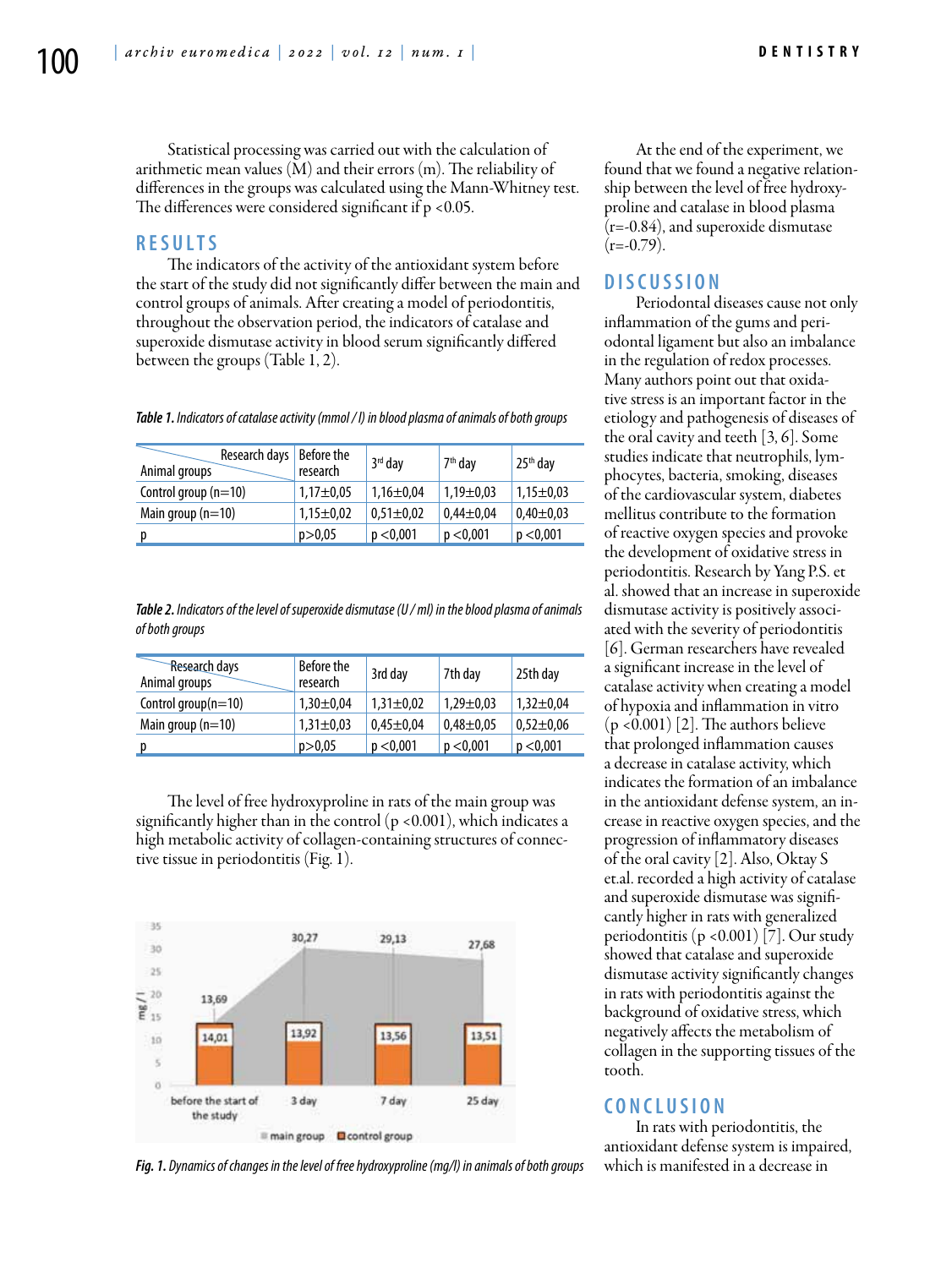Statistical processing was carried out with the calculation of arithmetic mean values (M) and their errors (m). The reliability of differences in the groups was calculated using the Mann-Whitney test. The differences were considered significant if p <0.05.

## RESULTS

The indicators of the activity of the antioxidant system before the start of the study did not significantly differ between the main and control groups of animals. After creating a model of periodontitis, throughout the observation period, the indicators of catalase and superoxide dismutase activity in blood serum significantly differed between the groups (Table 1, 2).

*Table 1. Indicators of catalase activity (mmol / l) in blood plasma of animals of both groups*

| Animal groups / Research days | Before the research | 3[rd] day | 7[th] day | 25[th] day |
|---|---|---|---|---|
| Control group (n=10) | 1,17±0,05 | 1,16±0,04 | 1,19±0,03 | 1,15±0,03 |
| Main group (n=10) | 1,15±0,02 | 0,51±0,02 | 0,44±0,04 | 0,40±0,03 |
| p | p>0,05 | p <0,001 | p <0,001 | p <0,001 |

*Table 2. Indicators of the level of superoxide dismutase (U / ml) in the blood plasma of animals of both groups*

| Animal groups / Research days | Before the research | 3rd day | 7th day | 25th day |
|---|---|---|---|---|
| Control group(n=10) | 1,30±0,04 | 1,31±0,02 | 1,29±0,03 | 1,32±0,04 |
| Main group (n=10) | 1,31±0,03 | 0,45±0,04 | 0,48±0,05 | 0,52±0,06 |
| p | p>0,05 | p <0,001 | p <0,001 | p <0,001 |

The level of free hydroxyproline in rats of the main group was significantly higher than in the control (p <0.001), which indicates a high metabolic activity of collagen-containing structures of connective tissue in periodontitis (Fig. 1).

*Fig. 1. Dynamics of changes in the level of free hydroxyproline (mg/l) in animals of both groups*

At the end of the experiment, we found that we found a negative relationship between the level of free hydroxyproline and catalase in blood plasma (r=-0.84), and superoxide dismutase (r=-0.79).

## DISCUSSION

Periodontal diseases cause not only inflammation of the gums and periodontal ligament but also an imbalance in the regulation of redox processes. Many authors point out that oxidative stress is an important factor in the etiology and pathogenesis of diseases of the oral cavity and teeth [3, 6]. Some studies indicate that neutrophils, lymphocytes, bacteria, smoking, diseases of the cardiovascular system, diabetes mellitus contribute to the formation of reactive oxygen species and provoke the development of oxidative stress in periodontitis. Research by Yang P.S. et al. showed that an increase in superoxide dismutase activity is positively associated with the severity of periodontitis [6]. German researchers have revealed a significant increase in the level of catalase activity when creating a model of hypoxia and inflammation in vitro (p <0.001) [2]. The authors believe that prolonged inflammation causes a decrease in catalase activity, which indicates the formation of an imbalance in the antioxidant defense system, an increase in reactive oxygen species, and the progression of inflammatory diseases of the oral cavity [2]. Also, Oktay S et.al. recorded a high activity of catalase and superoxide dismutase was significantly higher in rats with generalized periodontitis (p <0.001) [7]. Our study showed that catalase and superoxide dismutase activity significantly changes in rats with periodontitis against the background of oxidative stress, which negatively affects the metabolism of collagen in the supporting tissues of the tooth.

## CONCLUSION

In rats with periodontitis, the antioxidant defense system is impaired, which is manifested in a decrease in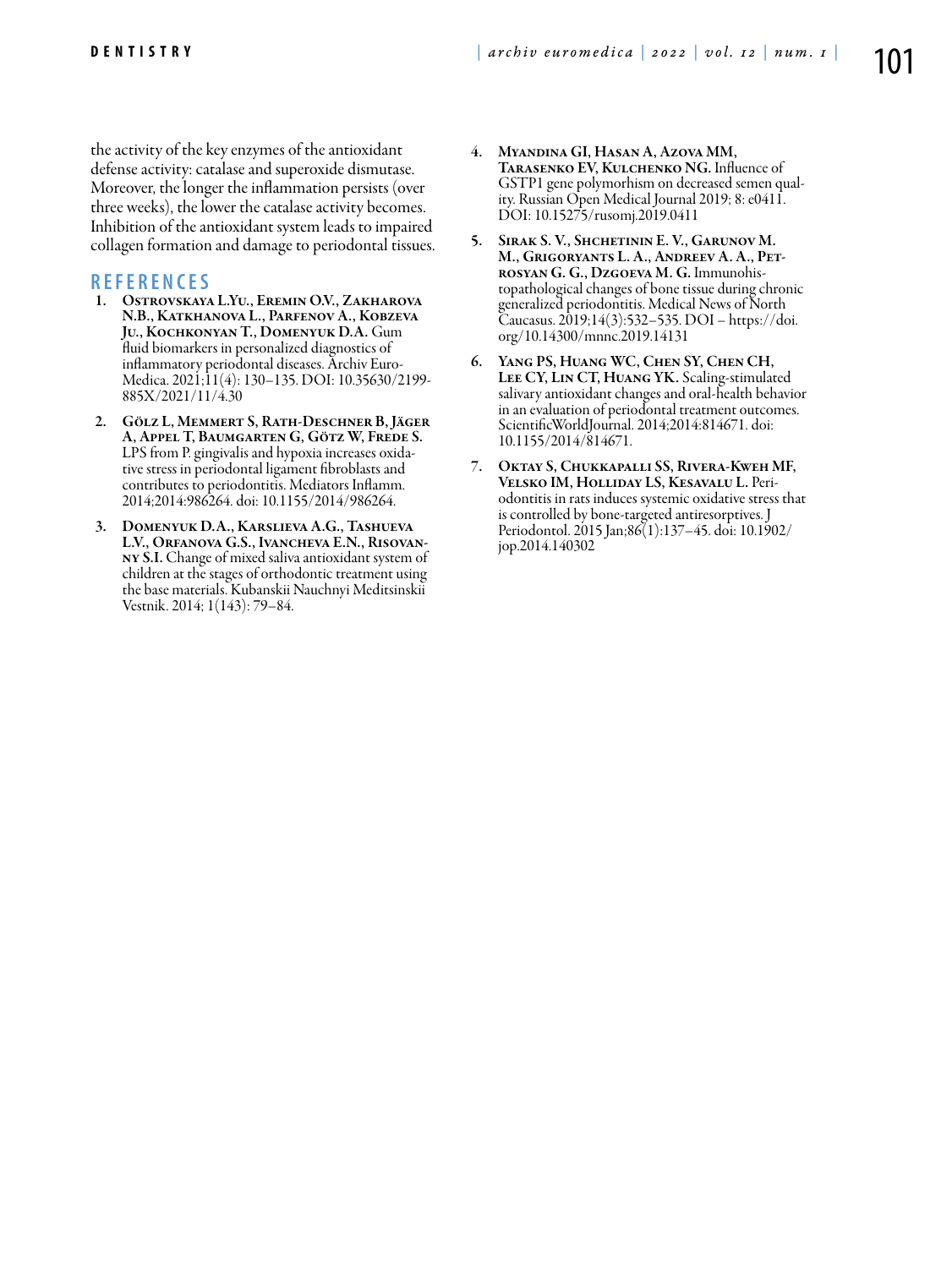the activity of the key enzymes of the antioxidant defense activity: catalase and superoxide dismutase. Moreover, the longer the inflammation persists (over three weeks), the lower the catalase activity becomes. Inhibition of the antioxidant system leads to impaired collagen formation and damage to periodontal tissues.

## REFERENCES

1. **Ostrovskaya L.Yu., Eremin O.V., Zakharova N.B., Katkhanova L., Parfenov A., Kobzeva Ju., Kochkonyan T., Domenyuk D.A.** Gum fluid biomarkers in personalized diagnostics of inflammatory periodontal diseases. Archiv Euro-Medica. 2021;11(4): 130–135. DOI: 10.35630/2199-885X/2021/11/4.30

2. **Gölz L, Memmert S, Rath-Deschner B, Jäger A, Appel T, Baumgarten G, Götz W, Frede S.** LPS from P. gingivalis and hypoxia increases oxidative stress in periodontal ligament fibroblasts and contributes to periodontitis. Mediators Inflamm. 2014;2014:986264. doi: 10.1155/2014/986264.

3. **Domenyuk D.A., Karslieva A.G., Tashueva L.V., Orfanova G.S., Ivancheva E.N., Risovanny S.I.** Change of mixed saliva antioxidant system of children at the stages of orthodontic treatment using the base materials. Kubanskii Nauchnyi Meditsinskii Vestnik. 2014; 1(143): 79–84.

4. **Myandina GI, Hasan A, Azova MM, Tarasenko EV, Kulchenko NG.** Influence of GSTP1 gene polymorhism on decreased semen quality. Russian Open Medical Journal 2019; 8: e0411. DOI: 10.15275/rusomj.2019.0411

5. **Sirak S. V., Shchetinin E. V., Garunov M. M., Grigoryants L. A., Andreev A. A., Petrosyan G. G., Dzgoeva M. G.** Immunohistopathological changes of bone tissue during chronic generalized periodontitis. Medical News of North Caucasus. 2019;14(3):532–535. DOI – https://doi.org/10.14300/mnnc.2019.14131

6. **Yang PS, Huang WC, Chen SY, Chen CH, Lee CY, Lin CT, Huang YK.** Scaling-stimulated salivary antioxidant changes and oral-health behavior in an evaluation of periodontal treatment outcomes. ScientificWorldJournal. 2014;2014:814671. doi: 10.1155/2014/814671.

7. **Oktay S, Chukkapalli SS, Rivera-Kweh MF, Velsko IM, Holliday LS, Kesavalu L.** Periodontitis in rats induces systemic oxidative stress that is controlled by bone-targeted antiresorptives. J Periodontol. 2015 Jan;86(1):137–45. doi: 10.1902/jop.2014.140302